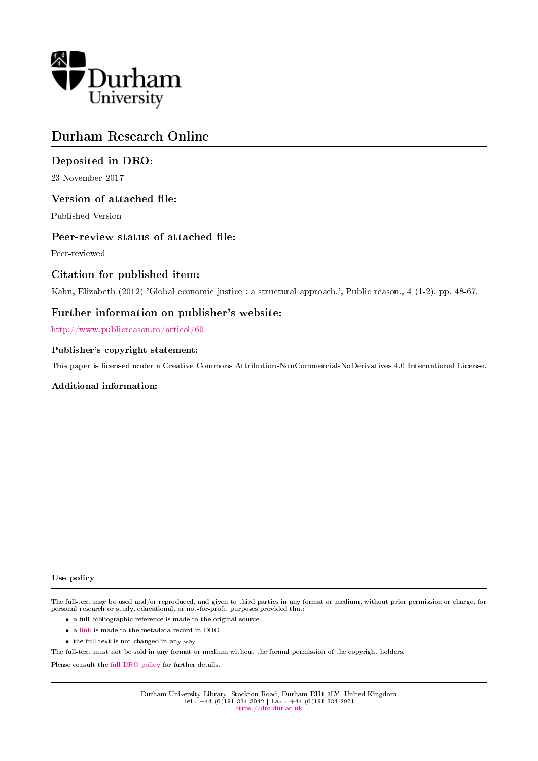Durham University

# Durham Research Online

## Deposited in DRO:

23 November 2017

## Version of attached file:

Published Version

## Peer-review status of attached file:

Peer-reviewed

## Citation for published item:

Kahn, Elizabeth (2012) 'Global economic justice : a structural approach.', Public reason., 4 (1-2). pp. 48-67.

## Further information on publisher's website:

http://www.publicreason.ro/articol/60

### Publisher's copyright statement:

This paper is licensed under a Creative Commons Attribution-NonCommercial-NoDerivatives 4.0 International License.

### Additional information:

### Use policy

The full-text may be used and/or reproduced, and given to third parties in any format or medium, without prior permission or charge, for personal research or study, educational, or not-for-profit purposes provided that:

- a full bibliographic reference is made to the original source
- a link is made to the metadata record in DRO
- the full-text is not changed in any way

The full-text must not be sold in any format or medium without the formal permission of the copyright holders.

Please consult the full DRO policy for further details.

Durham University Library, Stockton Road, Durham DH1 3LY, United Kingdom
Tel : +44 (0)191 334 3042 | Fax : +44 (0)191 334 2971
https://dro.dur.ac.uk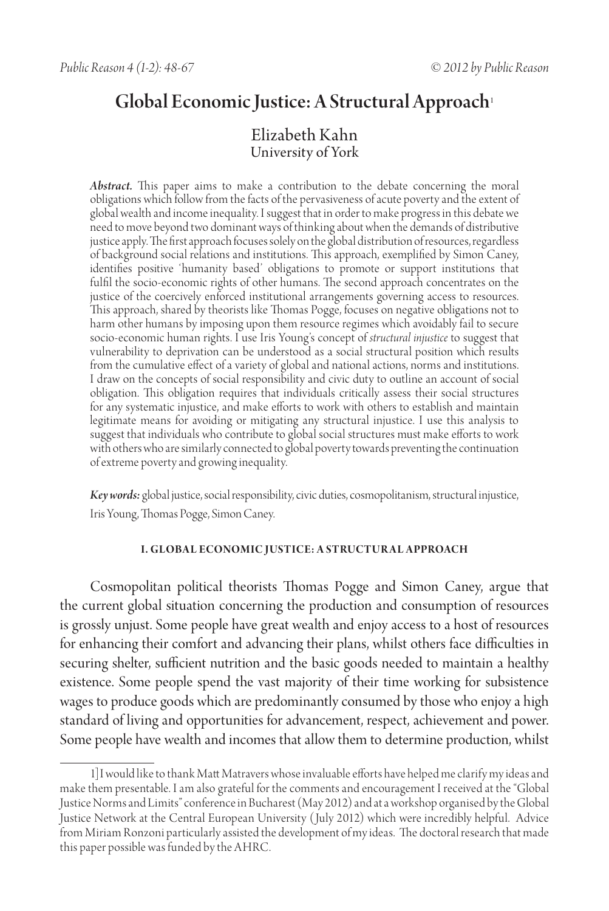# Global Economic Justice: A Structural Approach[1]

Elizabeth Kahn
University of York

***Abstract.*** This paper aims to make a contribution to the debate concerning the moral obligations which follow from the facts of the pervasiveness of acute poverty and the extent of global wealth and income inequality. I suggest that in order to make progress in this debate we need to move beyond two dominant ways of thinking about when the demands of distributive justice apply. The first approach focusses solely on the global distribution of resources, regardless of background social relations and institutions. This approach, exemplified by Simon Caney, identifies positive 'humanity based' obligations to promote or support institutions that fulfil the socio-economic rights of other humans. The second approach concentrates on the justice of the coercively enforced institutional arrangements governing access to resources. This approach, shared by theorists like Thomas Pogge, focuses on negative obligations not to harm other humans by imposing upon them resource regimes which avoidably fail to secure socio-economic human rights. I use Iris Young's concept of *structural injustice* to suggest that vulnerability to deprivation can be understood as a social structural position which results from the cumulative effect of a variety of global and national actions, norms and institutions. I draw on the concepts of social responsibility and civic duty to outline an account of social obligation. This obligation requires that individuals critically assess their social structures for any systematic injustice, and make efforts to work with others to establish and maintain legitimate means for avoiding or mitigating any structural injustice. I use this analysis to suggest that individuals who contribute to global social structures must make efforts to work with others who are similarly connected to global poverty towards preventing the continuation of extreme poverty and growing inequality.

***Key words:*** global justice, social responsibility, civic duties, cosmopolitanism, structural injustice, Iris Young, Thomas Pogge, Simon Caney.

## I. GLOBAL ECONOMIC JUSTICE: A STRUCTURAL APPROACH

Cosmopolitan political theorists Thomas Pogge and Simon Caney, argue that the current global situation concerning the production and consumption of resources is grossly unjust. Some people have great wealth and enjoy access to a host of resources for enhancing their comfort and advancing their plans, whilst others face difficulties in securing shelter, sufficient nutrition and the basic goods needed to maintain a healthy existence. Some people spend the vast majority of their time working for subsistence wages to produce goods which are predominantly consumed by those who enjoy a high standard of living and opportunities for advancement, respect, achievement and power. Some people have wealth and incomes that allow them to determine production, whilst

1] I would like to thank Matt Matravers whose invaluable efforts have helped me clarify my ideas and make them presentable. I am also grateful for the comments and encouragement I received at the "Global Justice Norms and Limits" conference in Bucharest (May 2012) and at a workshop organised by the Global Justice Network at the Central European University (July 2012) which were incredibly helpful. Advice from Miriam Ronzoni particularly assisted the development of my ideas. The doctoral research that made this paper possible was funded by the AHRC.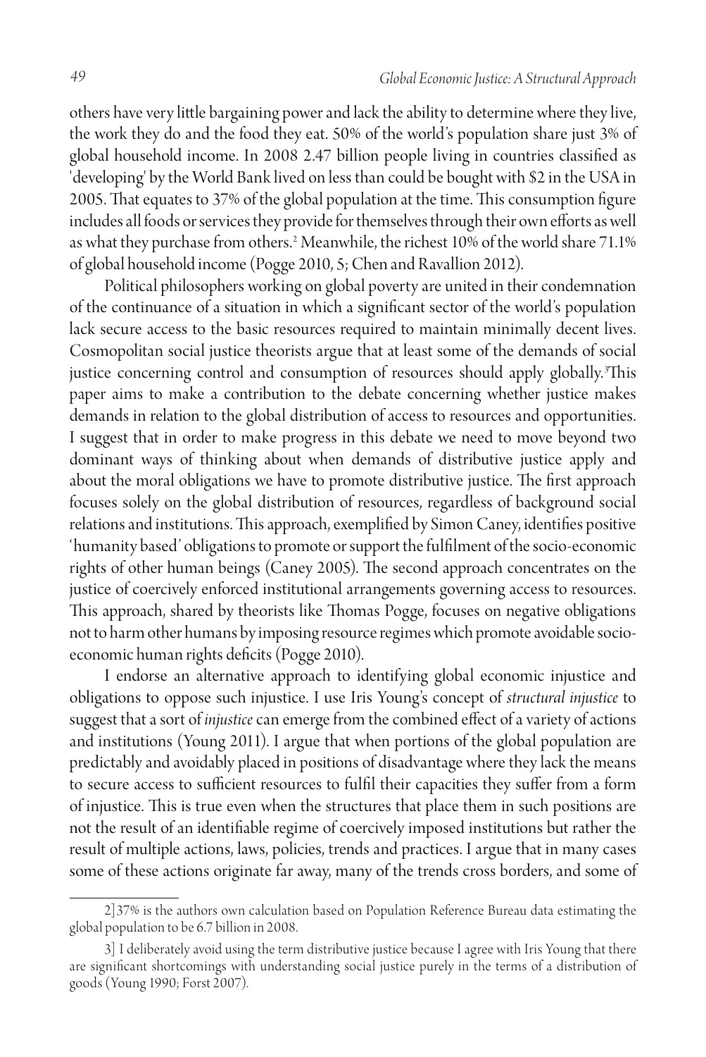others have very little bargaining power and lack the ability to determine where they live, the work they do and the food they eat. 50% of the world's population share just 3% of global household income. In 2008 2.47 billion people living in countries classified as 'developing' by the World Bank lived on less than could be bought with $2 in the USA in 2005. That equates to 37% of the global population at the time. This consumption figure includes all foods or services they provide for themselves through their own efforts as well as what they purchase from others.[2] Meanwhile, the richest 10% of the world share 71.1% of global household income (Pogge 2010, 5; Chen and Ravallion 2012).

Political philosophers working on global poverty are united in their condemnation of the continuance of a situation in which a significant sector of the world's population lack secure access to the basic resources required to maintain minimally decent lives. Cosmopolitan social justice theorists argue that at least some of the demands of social justice concerning control and consumption of resources should apply globally.[3] This paper aims to make a contribution to the debate concerning whether justice makes demands in relation to the global distribution of access to resources and opportunities. I suggest that in order to make progress in this debate we need to move beyond two dominant ways of thinking about when demands of distributive justice apply and about the moral obligations we have to promote distributive justice. The first approach focuses solely on the global distribution of resources, regardless of background social relations and institutions. This approach, exemplified by Simon Caney, identifies positive 'humanity based' obligations to promote or support the fulfilment of the socio-economic rights of other human beings (Caney 2005). The second approach concentrates on the justice of coercively enforced institutional arrangements governing access to resources. This approach, shared by theorists like Thomas Pogge, focuses on negative obligations not to harm other humans by imposing resource regimes which promote avoidable socio-economic human rights deficits (Pogge 2010).

I endorse an alternative approach to identifying global economic injustice and obligations to oppose such injustice. I use Iris Young's concept of *structural injustice* to suggest that a sort of *injustice* can emerge from the combined effect of a variety of actions and institutions (Young 2011). I argue that when portions of the global population are predictably and avoidably placed in positions of disadvantage where they lack the means to secure access to sufficient resources to fulfil their capacities they suffer from a form of injustice. This is true even when the structures that place them in such positions are not the result of an identifiable regime of coercively imposed institutions but rather the result of multiple actions, laws, policies, trends and practices. I argue that in many cases some of these actions originate far away, many of the trends cross borders, and some of

---

2] 37% is the authors own calculation based on Population Reference Bureau data estimating the global population to be 6.7 billion in 2008.

3] I deliberately avoid using the term distributive justice because I agree with Iris Young that there are significant shortcomings with understanding social justice purely in the terms of a distribution of goods (Young 1990; Forst 2007).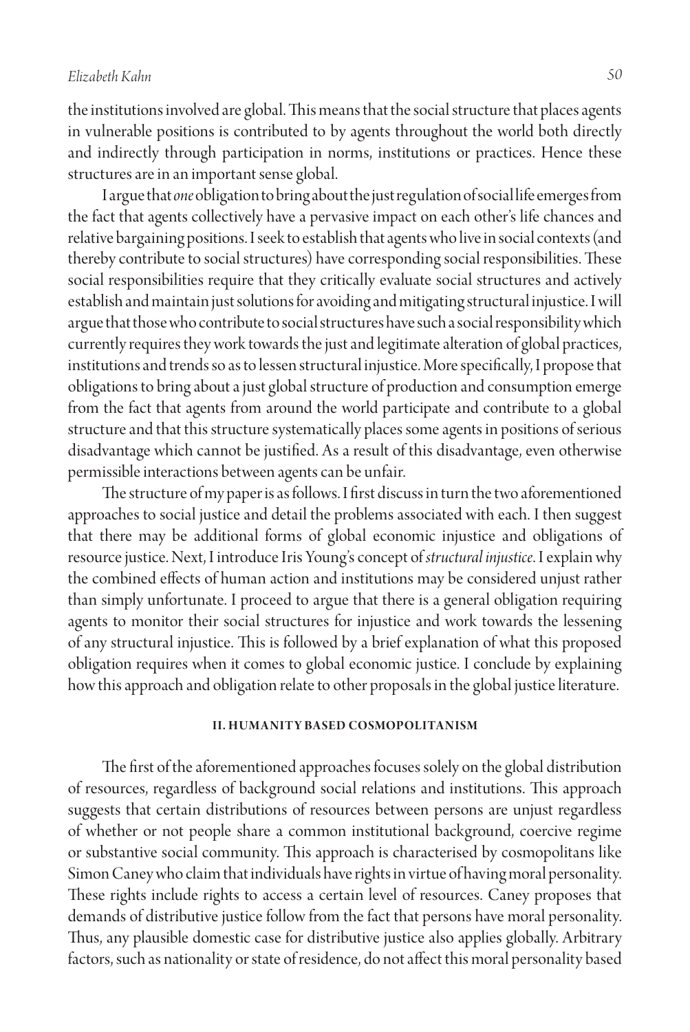the institutions involved are global. This means that the social structure that places agents in vulnerable positions is contributed to by agents throughout the world both directly and indirectly through participation in norms, institutions or practices. Hence these structures are in an important sense global.

I argue that *one* obligation to bring about the just regulation of social life emerges from the fact that agents collectively have a pervasive impact on each other's life chances and relative bargaining positions. I seek to establish that agents who live in social contexts (and thereby contribute to social structures) have corresponding social responsibilities. These social responsibilities require that they critically evaluate social structures and actively establish and maintain just solutions for avoiding and mitigating structural injustice. I will argue that those who contribute to social structures have such a social responsibility which currently requires they work towards the just and legitimate alteration of global practices, institutions and trends so as to lessen structural injustice. More specifically, I propose that obligations to bring about a just global structure of production and consumption emerge from the fact that agents from around the world participate and contribute to a global structure and that this structure systematically places some agents in positions of serious disadvantage which cannot be justified. As a result of this disadvantage, even otherwise permissible interactions between agents can be unfair.

The structure of my paper is as follows. I first discuss in turn the two aforementioned approaches to social justice and detail the problems associated with each. I then suggest that there may be additional forms of global economic injustice and obligations of resource justice. Next, I introduce Iris Young's concept of *structural injustice*. I explain why the combined effects of human action and institutions may be considered unjust rather than simply unfortunate. I proceed to argue that there is a general obligation requiring agents to monitor their social structures for injustice and work towards the lessening of any structural injustice. This is followed by a brief explanation of what this proposed obligation requires when it comes to global economic justice. I conclude by explaining how this approach and obligation relate to other proposals in the global justice literature.

## II. HUMANITY BASED COSMOPOLITANISM

The first of the aforementioned approaches focuses solely on the global distribution of resources, regardless of background social relations and institutions. This approach suggests that certain distributions of resources between persons are unjust regardless of whether or not people share a common institutional background, coercive regime or substantive social community. This approach is characterised by cosmopolitans like Simon Caney who claim that individuals have rights in virtue of having moral personality. These rights include rights to access a certain level of resources. Caney proposes that demands of distributive justice follow from the fact that persons have moral personality. Thus, any plausible domestic case for distributive justice also applies globally. Arbitrary factors, such as nationality or state of residence, do not affect this moral personality based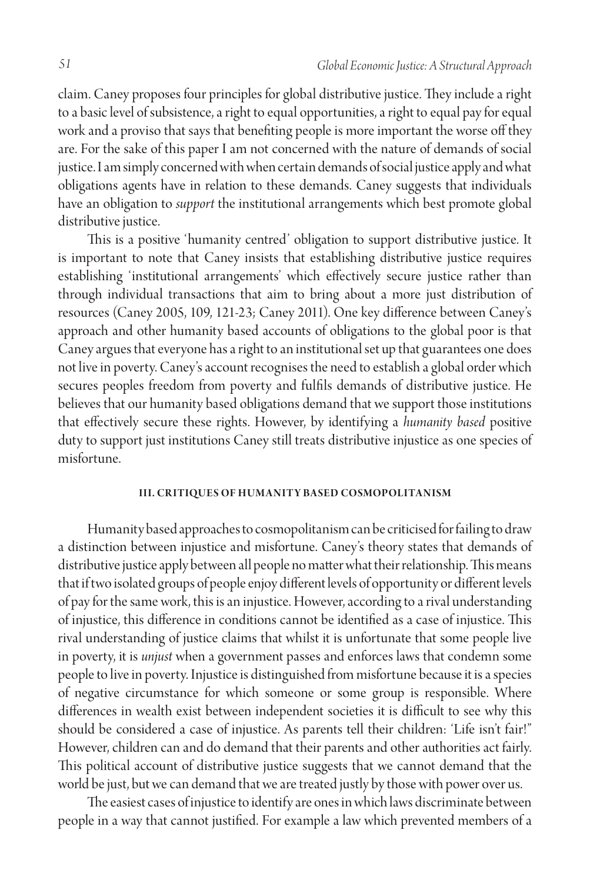claim. Caney proposes four principles for global distributive justice. They include a right to a basic level of subsistence, a right to equal opportunities, a right to equal pay for equal work and a proviso that says that benefiting people is more important the worse off they are. For the sake of this paper I am not concerned with the nature of demands of social justice. I am simply concerned with when certain demands of social justice apply and what obligations agents have in relation to these demands. Caney suggests that individuals have an obligation to *support* the institutional arrangements which best promote global distributive justice.

This is a positive 'humanity centred' obligation to support distributive justice. It is important to note that Caney insists that establishing distributive justice requires establishing 'institutional arrangements' which effectively secure justice rather than through individual transactions that aim to bring about a more just distribution of resources (Caney 2005, 109, 121-23; Caney 2011). One key difference between Caney's approach and other humanity based accounts of obligations to the global poor is that Caney argues that everyone has a right to an institutional set up that guarantees one does not live in poverty. Caney's account recognises the need to establish a global order which secures peoples freedom from poverty and fulfils demands of distributive justice. He believes that our humanity based obligations demand that we support those institutions that effectively secure these rights. However, by identifying a *humanity based* positive duty to support just institutions Caney still treats distributive injustice as one species of misfortune.

## III. CRITIQUES OF HUMANITY BASED COSMOPOLITANISM

Humanity based approaches to cosmopolitanism can be criticised for failing to draw a distinction between injustice and misfortune. Caney's theory states that demands of distributive justice apply between all people no matter what their relationship. This means that if two isolated groups of people enjoy different levels of opportunity or different levels of pay for the same work, this is an injustice. However, according to a rival understanding of injustice, this difference in conditions cannot be identified as a case of injustice. This rival understanding of justice claims that whilst it is unfortunate that some people live in poverty, it is *unjust* when a government passes and enforces laws that condemn some people to live in poverty. Injustice is distinguished from misfortune because it is a species of negative circumstance for which someone or some group is responsible. Where differences in wealth exist between independent societies it is difficult to see why this should be considered a case of injustice. As parents tell their children: 'Life isn't fair!" However, children can and do demand that their parents and other authorities act fairly. This political account of distributive justice suggests that we cannot demand that the world be just, but we can demand that we are treated justly by those with power over us.

The easiest cases of injustice to identify are ones in which laws discriminate between people in a way that cannot justified. For example a law which prevented members of a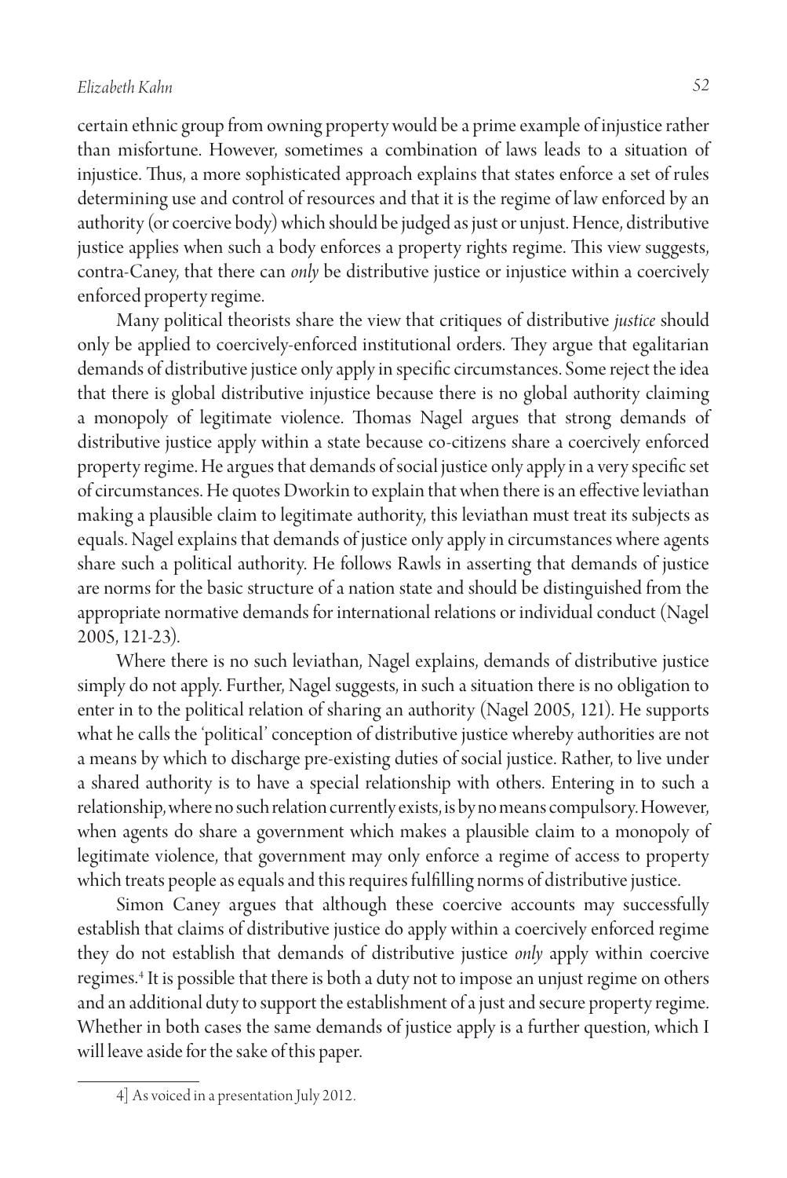certain ethnic group from owning property would be a prime example of injustice rather than misfortune. However, sometimes a combination of laws leads to a situation of injustice. Thus, a more sophisticated approach explains that states enforce a set of rules determining use and control of resources and that it is the regime of law enforced by an authority (or coercive body) which should be judged as just or unjust. Hence, distributive justice applies when such a body enforces a property rights regime. This view suggests, contra-Caney, that there can *only* be distributive justice or injustice within a coercively enforced property regime.

Many political theorists share the view that critiques of distributive *justice* should only be applied to coercively-enforced institutional orders. They argue that egalitarian demands of distributive justice only apply in specific circumstances. Some reject the idea that there is global distributive injustice because there is no global authority claiming a monopoly of legitimate violence. Thomas Nagel argues that strong demands of distributive justice apply within a state because co-citizens share a coercively enforced property regime. He argues that demands of social justice only apply in a very specific set of circumstances. He quotes Dworkin to explain that when there is an effective leviathan making a plausible claim to legitimate authority, this leviathan must treat its subjects as equals. Nagel explains that demands of justice only apply in circumstances where agents share such a political authority. He follows Rawls in asserting that demands of justice are norms for the basic structure of a nation state and should be distinguished from the appropriate normative demands for international relations or individual conduct (Nagel 2005, 121-23).

Where there is no such leviathan, Nagel explains, demands of distributive justice simply do not apply. Further, Nagel suggests, in such a situation there is no obligation to enter in to the political relation of sharing an authority (Nagel 2005, 121). He supports what he calls the 'political' conception of distributive justice whereby authorities are not a means by which to discharge pre-existing duties of social justice. Rather, to live under a shared authority is to have a special relationship with others. Entering in to such a relationship, where no such relation currently exists, is by no means compulsory. However, when agents do share a government which makes a plausible claim to a monopoly of legitimate violence, that government may only enforce a regime of access to property which treats people as equals and this requires fulfilling norms of distributive justice.

Simon Caney argues that although these coercive accounts may successfully establish that claims of distributive justice do apply within a coercively enforced regime they do not establish that demands of distributive justice *only* apply within coercive regimes.[4] It is possible that there is both a duty not to impose an unjust regime on others and an additional duty to support the establishment of a just and secure property regime. Whether in both cases the same demands of justice apply is a further question, which I will leave aside for the sake of this paper.

4] As voiced in a presentation July 2012.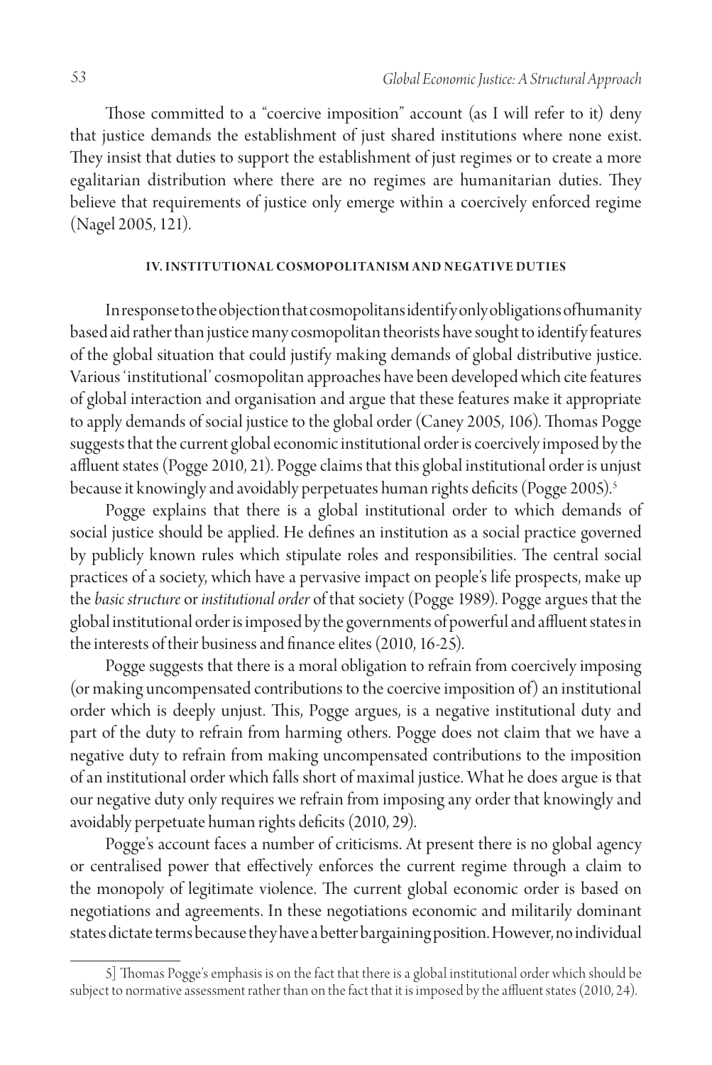Those committed to a "coercive imposition" account (as I will refer to it) deny that justice demands the establishment of just shared institutions where none exist. They insist that duties to support the establishment of just regimes or to create a more egalitarian distribution where there are no regimes are humanitarian duties. They believe that requirements of justice only emerge within a coercively enforced regime (Nagel 2005, 121).

#### IV. INSTITUTIONAL COSMOPOLITANISM AND NEGATIVE DUTIES

In response to the objection that cosmopolitans identify only obligations of humanity based aid rather than justice many cosmopolitan theorists have sought to identify features of the global situation that could justify making demands of global distributive justice. Various 'institutional' cosmopolitan approaches have been developed which cite features of global interaction and organisation and argue that these features make it appropriate to apply demands of social justice to the global order (Caney 2005, 106). Thomas Pogge suggests that the current global economic institutional order is coercively imposed by the affluent states (Pogge 2010, 21). Pogge claims that this global institutional order is unjust because it knowingly and avoidably perpetuates human rights deficits (Pogge 2005).[5]

Pogge explains that there is a global institutional order to which demands of social justice should be applied. He defines an institution as a social practice governed by publicly known rules which stipulate roles and responsibilities. The central social practices of a society, which have a pervasive impact on people's life prospects, make up the *basic structure* or *institutional order* of that society (Pogge 1989). Pogge argues that the global institutional order is imposed by the governments of powerful and affluent states in the interests of their business and finance elites (2010, 16-25).

Pogge suggests that there is a moral obligation to refrain from coercively imposing (or making uncompensated contributions to the coercive imposition of) an institutional order which is deeply unjust. This, Pogge argues, is a negative institutional duty and part of the duty to refrain from harming others. Pogge does not claim that we have a negative duty to refrain from making uncompensated contributions to the imposition of an institutional order which falls short of maximal justice. What he does argue is that our negative duty only requires we refrain from imposing any order that knowingly and avoidably perpetuate human rights deficits (2010, 29).

Pogge's account faces a number of criticisms. At present there is no global agency or centralised power that effectively enforces the current regime through a claim to the monopoly of legitimate violence. The current global economic order is based on negotiations and agreements. In these negotiations economic and militarily dominant states dictate terms because they have a better bargaining position. However, no individual

5] Thomas Pogge's emphasis is on the fact that there is a global institutional order which should be subject to normative assessment rather than on the fact that it is imposed by the affluent states (2010, 24).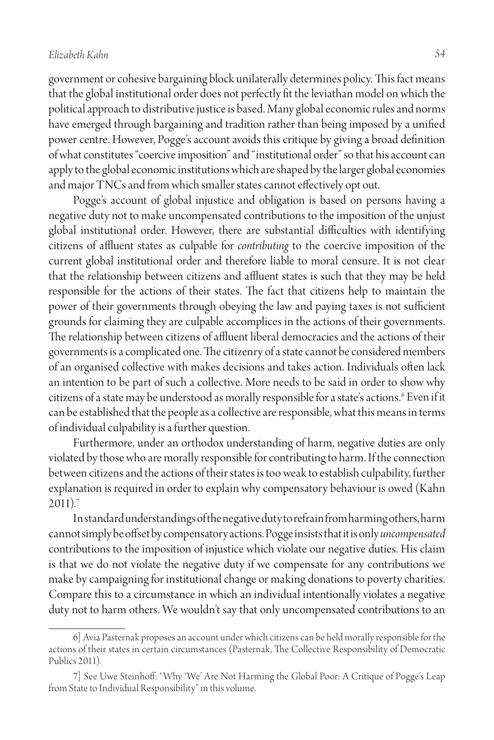government or cohesive bargaining block unilaterally determines policy. This fact means that the global institutional order does not perfectly fit the leviathan model on which the political approach to distributive justice is based. Many global economic rules and norms have emerged through bargaining and tradition rather than being imposed by a unified power centre. However, Pogge's account avoids this critique by giving a broad definition of what constitutes "coercive imposition" and "institutional order" so that his account can apply to the global economic institutions which are shaped by the larger global economies and major TNCs and from which smaller states cannot effectively opt out.

Pogge's account of global injustice and obligation is based on persons having a negative duty not to make uncompensated contributions to the imposition of the unjust global institutional order. However, there are substantial difficulties with identifying citizens of affluent states as culpable for *contributing* to the coercive imposition of the current global institutional order and therefore liable to moral censure. It is not clear that the relationship between citizens and affluent states is such that they may be held responsible for the actions of their states. The fact that citizens help to maintain the power of their governments through obeying the law and paying taxes is not sufficient grounds for claiming they are culpable accomplices in the actions of their governments. The relationship between citizens of affluent liberal democracies and the actions of their governments is a complicated one. The citizenry of a state cannot be considered members of an organised collective with makes decisions and takes action. Individuals often lack an intention to be part of such a collective. More needs to be said in order to show why citizens of a state may be understood as morally responsible for a state's actions.[6] Even if it can be established that the people as a collective are responsible, what this means in terms of individual culpability is a further question.

Furthermore, under an orthodox understanding of harm, negative duties are only violated by those who are morally responsible for contributing to harm. If the connection between citizens and the actions of their states is too weak to establish culpability, further explanation is required in order to explain why compensatory behaviour is owed (Kahn 2011).[7]

In standard understandings of the negative duty to refrain from harming others, harm cannot simply be offset by compensatory actions. Pogge insists that it is only *uncompensated* contributions to the imposition of injustice which violate our negative duties. His claim is that we do not violate the negative duty if we compensate for any contributions we make by campaigning for institutional change or making donations to poverty charities. Compare this to a circumstance in which an individual intentionally violates a negative duty not to harm others. We wouldn't say that only uncompensated contributions to an

---

6] Avia Pasternak proposes an account under which citizens can be held morally responsible for the actions of their states in certain circumstances (Pasternak, The Collective Responsibility of Democratic Publics 2011).

7] See Uwe Steinhoff: "Why 'We' Are Not Harming the Global Poor: A Critique of Pogge's Leap from State to Individual Responsibility" in this volume.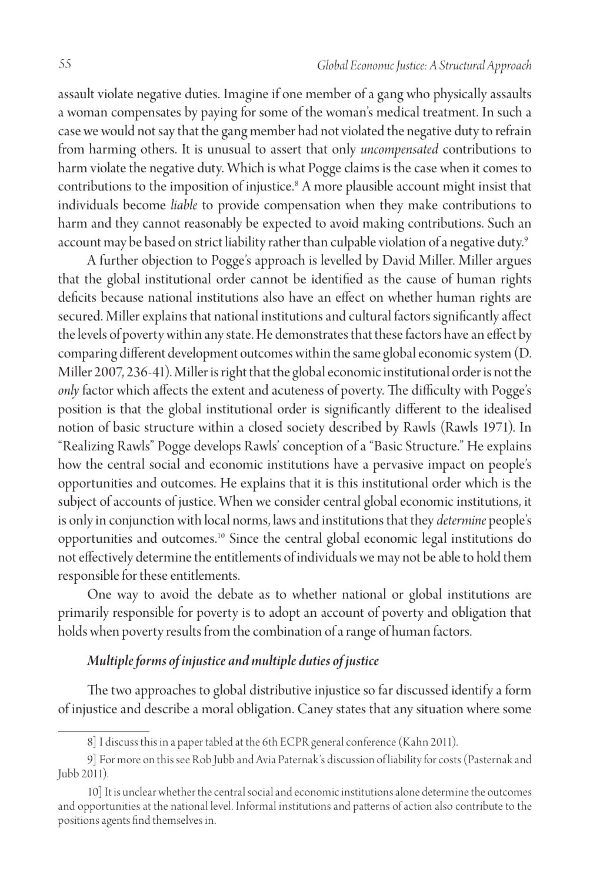assault violate negative duties. Imagine if one member of a gang who physically assaults a woman compensates by paying for some of the woman's medical treatment. In such a case we would not say that the gang member had not violated the negative duty to refrain from harming others. It is unusual to assert that only *uncompensated* contributions to harm violate the negative duty. Which is what Pogge claims is the case when it comes to contributions to the imposition of injustice.[8] A more plausible account might insist that individuals become *liable* to provide compensation when they make contributions to harm and they cannot reasonably be expected to avoid making contributions. Such an account may be based on strict liability rather than culpable violation of a negative duty.[9]

A further objection to Pogge's approach is levelled by David Miller. Miller argues that the global institutional order cannot be identified as the cause of human rights deficits because national institutions also have an effect on whether human rights are secured. Miller explains that national institutions and cultural factors significantly affect the levels of poverty within any state. He demonstrates that these factors have an effect by comparing different development outcomes within the same global economic system (D. Miller 2007, 236-41). Miller is right that the global economic institutional order is not the *only* factor which affects the extent and acuteness of poverty. The difficulty with Pogge's position is that the global institutional order is significantly different to the idealised notion of basic structure within a closed society described by Rawls (Rawls 1971). In "Realizing Rawls" Pogge develops Rawls' conception of a "Basic Structure." He explains how the central social and economic institutions have a pervasive impact on people's opportunities and outcomes. He explains that it is this institutional order which is the subject of accounts of justice. When we consider central global economic institutions, it is only in conjunction with local norms, laws and institutions that they *determine* people's opportunities and outcomes.[10] Since the central global economic legal institutions do not effectively determine the entitlements of individuals we may not be able to hold them responsible for these entitlements.

One way to avoid the debate as to whether national or global institutions are primarily responsible for poverty is to adopt an account of poverty and obligation that holds when poverty results from the combination of a range of human factors.

### *Multiple forms of injustice and multiple duties of justice*

The two approaches to global distributive injustice so far discussed identify a form of injustice and describe a moral obligation. Caney states that any situation where some

---

8] I discuss this in a paper tabled at the 6th ECPR general conference (Kahn 2011).

9] For more on this see Rob Jubb and Avia Paternak's discussion of liability for costs (Pasternak and Jubb 2011).

10] It is unclear whether the central social and economic institutions alone determine the outcomes and opportunities at the national level. Informal institutions and patterns of action also contribute to the positions agents find themselves in.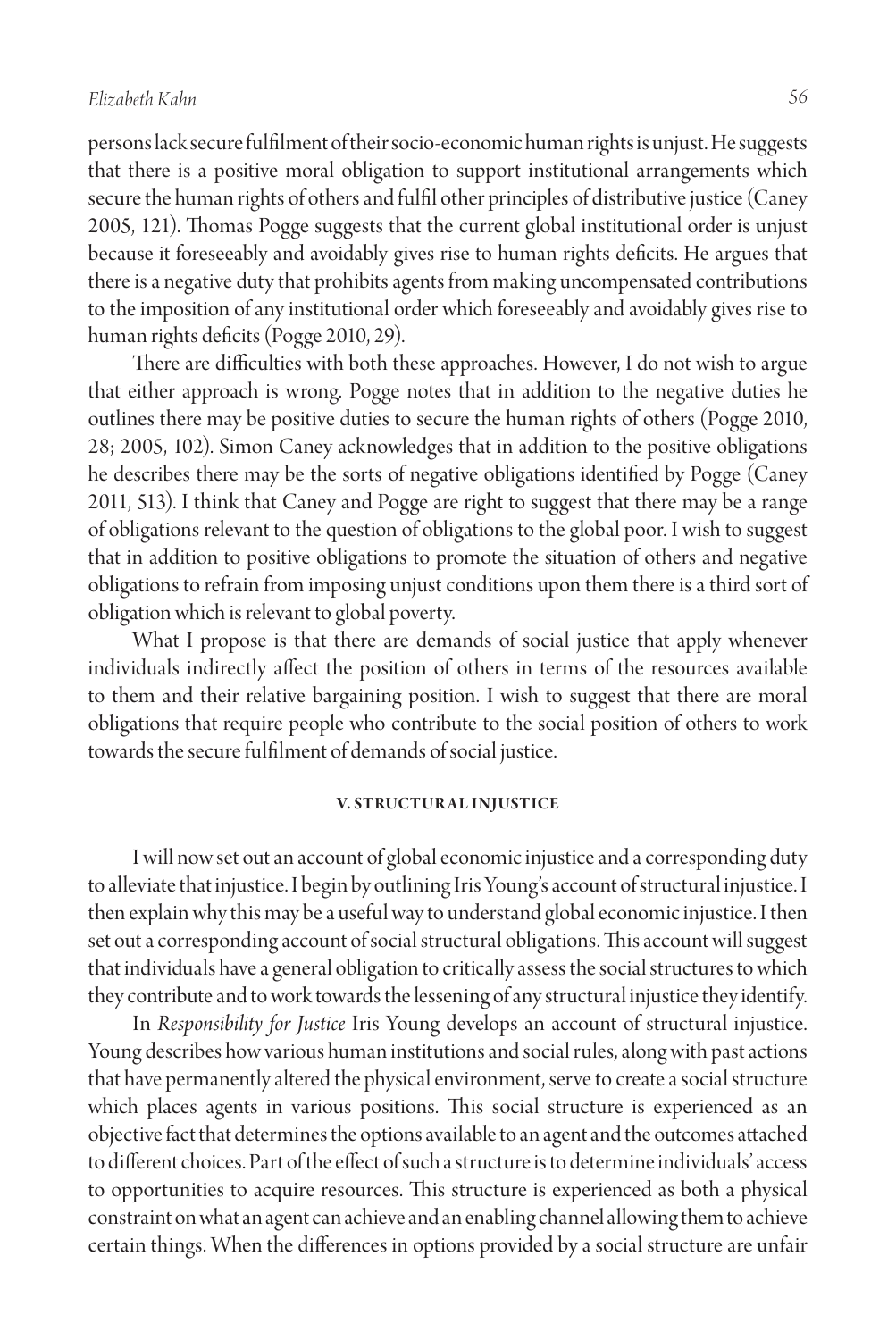persons lack secure fulfilment of their socio-economic human rights is unjust. He suggests that there is a positive moral obligation to support institutional arrangements which secure the human rights of others and fulfil other principles of distributive justice (Caney 2005, 121). Thomas Pogge suggests that the current global institutional order is unjust because it foreseeably and avoidably gives rise to human rights deficits. He argues that there is a negative duty that prohibits agents from making uncompensated contributions to the imposition of any institutional order which foreseeably and avoidably gives rise to human rights deficits (Pogge 2010, 29).

There are difficulties with both these approaches. However, I do not wish to argue that either approach is wrong. Pogge notes that in addition to the negative duties he outlines there may be positive duties to secure the human rights of others (Pogge 2010, 28; 2005, 102). Simon Caney acknowledges that in addition to the positive obligations he describes there may be the sorts of negative obligations identified by Pogge (Caney 2011, 513). I think that Caney and Pogge are right to suggest that there may be a range of obligations relevant to the question of obligations to the global poor. I wish to suggest that in addition to positive obligations to promote the situation of others and negative obligations to refrain from imposing unjust conditions upon them there is a third sort of obligation which is relevant to global poverty.

What I propose is that there are demands of social justice that apply whenever individuals indirectly affect the position of others in terms of the resources available to them and their relative bargaining position. I wish to suggest that there are moral obligations that require people who contribute to the social position of others to work towards the secure fulfilment of demands of social justice.

## V. STRUCTURAL INJUSTICE

I will now set out an account of global economic injustice and a corresponding duty to alleviate that injustice. I begin by outlining Iris Young's account of structural injustice. I then explain why this may be a useful way to understand global economic injustice. I then set out a corresponding account of social structural obligations. This account will suggest that individuals have a general obligation to critically assess the social structures to which they contribute and to work towards the lessening of any structural injustice they identify.

In *Responsibility for Justice* Iris Young develops an account of structural injustice. Young describes how various human institutions and social rules, along with past actions that have permanently altered the physical environment, serve to create a social structure which places agents in various positions. This social structure is experienced as an objective fact that determines the options available to an agent and the outcomes attached to different choices. Part of the effect of such a structure is to determine individuals' access to opportunities to acquire resources. This structure is experienced as both a physical constraint on what an agent can achieve and an enabling channel allowing them to achieve certain things. When the differences in options provided by a social structure are unfair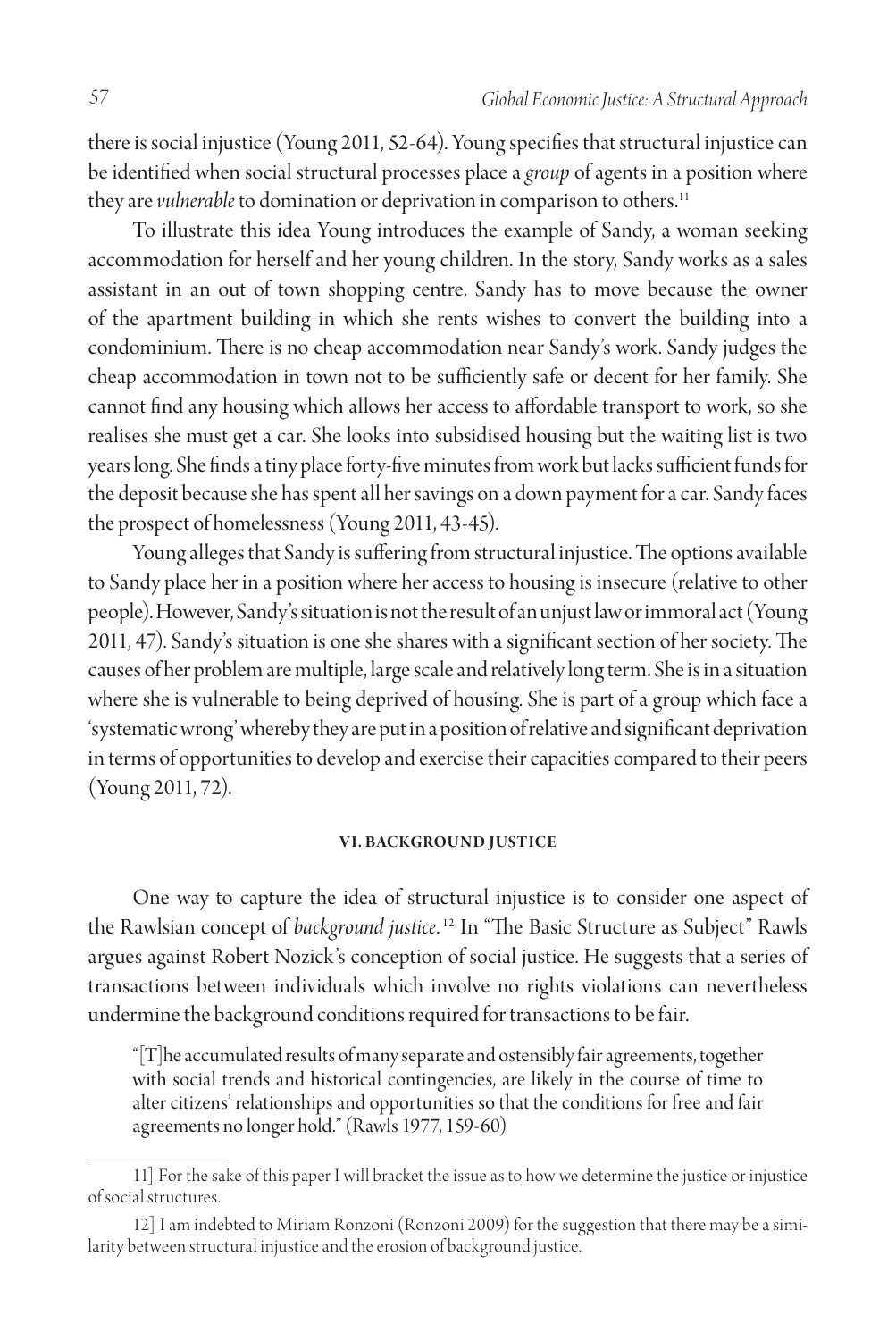there is social injustice (Young 2011, 52-64). Young specifies that structural injustice can be identified when social structural processes place a *group* of agents in a position where they are *vulnerable* to domination or deprivation in comparison to others.[11]

To illustrate this idea Young introduces the example of Sandy, a woman seeking accommodation for herself and her young children. In the story, Sandy works as a sales assistant in an out of town shopping centre. Sandy has to move because the owner of the apartment building in which she rents wishes to convert the building into a condominium. There is no cheap accommodation near Sandy's work. Sandy judges the cheap accommodation in town not to be sufficiently safe or decent for her family. She cannot find any housing which allows her access to affordable transport to work, so she realises she must get a car. She looks into subsidised housing but the waiting list is two years long. She finds a tiny place forty-five minutes from work but lacks sufficient funds for the deposit because she has spent all her savings on a down payment for a car. Sandy faces the prospect of homelessness (Young 2011, 43-45).

Young alleges that Sandy is suffering from structural injustice. The options available to Sandy place her in a position where her access to housing is insecure (relative to other people). However, Sandy's situation is not the result of an unjust law or immoral act (Young 2011, 47). Sandy's situation is one she shares with a significant section of her society. The causes of her problem are multiple, large scale and relatively long term. She is in a situation where she is vulnerable to being deprived of housing. She is part of a group which face a 'systematic wrong' whereby they are put in a position of relative and significant deprivation in terms of opportunities to develop and exercise their capacities compared to their peers (Young 2011, 72).

## VI. BACKGROUND JUSTICE

One way to capture the idea of structural injustice is to consider one aspect of the Rawlsian concept of *background justice*.[12] In "The Basic Structure as Subject" Rawls argues against Robert Nozick's conception of social justice. He suggests that a series of transactions between individuals which involve no rights violations can nevertheless undermine the background conditions required for transactions to be fair.

> "[T]he accumulated results of many separate and ostensibly fair agreements, together with social trends and historical contingencies, are likely in the course of time to alter citizens' relationships and opportunities so that the conditions for free and fair agreements no longer hold." (Rawls 1977, 159-60)

11] For the sake of this paper I will bracket the issue as to how we determine the justice or injustice of social structures.

12] I am indebted to Miriam Ronzoni (Ronzoni 2009) for the suggestion that there may be a similarity between structural injustice and the erosion of background justice.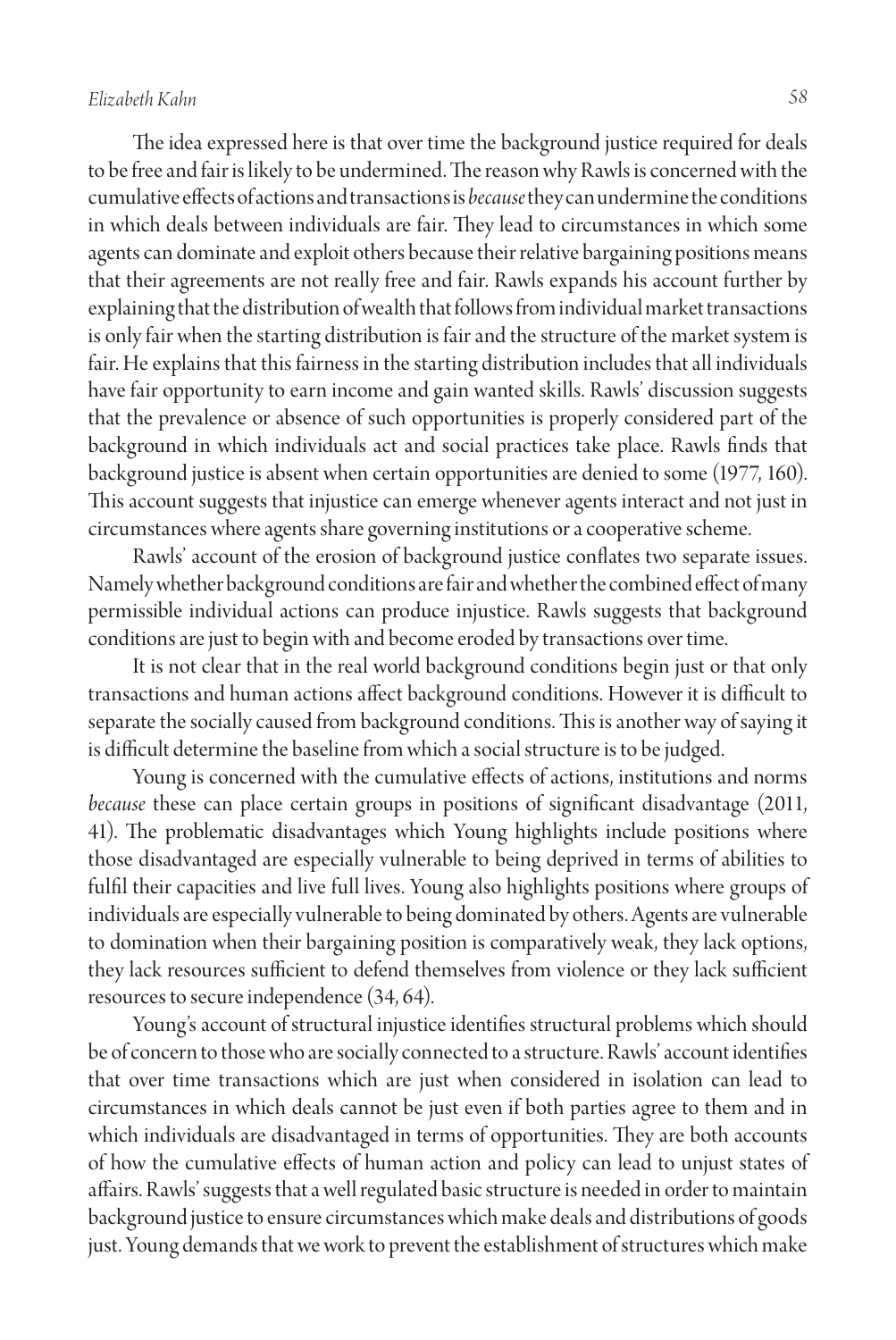The idea expressed here is that over time the background justice required for deals to be free and fair is likely to be undermined. The reason why Rawls is concerned with the cumulative effects of actions and transactions is *because* they can undermine the conditions in which deals between individuals are fair. They lead to circumstances in which some agents can dominate and exploit others because their relative bargaining positions means that their agreements are not really free and fair. Rawls expands his account further by explaining that the distribution of wealth that follows from individual market transactions is only fair when the starting distribution is fair and the structure of the market system is fair. He explains that this fairness in the starting distribution includes that all individuals have fair opportunity to earn income and gain wanted skills. Rawls' discussion suggests that the prevalence or absence of such opportunities is properly considered part of the background in which individuals act and social practices take place. Rawls finds that background justice is absent when certain opportunities are denied to some (1977, 160). This account suggests that injustice can emerge whenever agents interact and not just in circumstances where agents share governing institutions or a cooperative scheme.

Rawls' account of the erosion of background justice conflates two separate issues. Namely whether background conditions are fair and whether the combined effect of many permissible individual actions can produce injustice. Rawls suggests that background conditions are just to begin with and become eroded by transactions over time.

It is not clear that in the real world background conditions begin just or that only transactions and human actions affect background conditions. However it is difficult to separate the socially caused from background conditions. This is another way of saying it is difficult determine the baseline from which a social structure is to be judged.

Young is concerned with the cumulative effects of actions, institutions and norms *because* these can place certain groups in positions of significant disadvantage (2011, 41). The problematic disadvantages which Young highlights include positions where those disadvantaged are especially vulnerable to being deprived in terms of abilities to fulfil their capacities and live full lives. Young also highlights positions where groups of individuals are especially vulnerable to being dominated by others. Agents are vulnerable to domination when their bargaining position is comparatively weak, they lack options, they lack resources sufficient to defend themselves from violence or they lack sufficient resources to secure independence (34, 64).

Young's account of structural injustice identifies structural problems which should be of concern to those who are socially connected to a structure. Rawls' account identifies that over time transactions which are just when considered in isolation can lead to circumstances in which deals cannot be just even if both parties agree to them and in which individuals are disadvantaged in terms of opportunities. They are both accounts of how the cumulative effects of human action and policy can lead to unjust states of affairs. Rawls' suggests that a well regulated basic structure is needed in order to maintain background justice to ensure circumstances which make deals and distributions of goods just. Young demands that we work to prevent the establishment of structures which make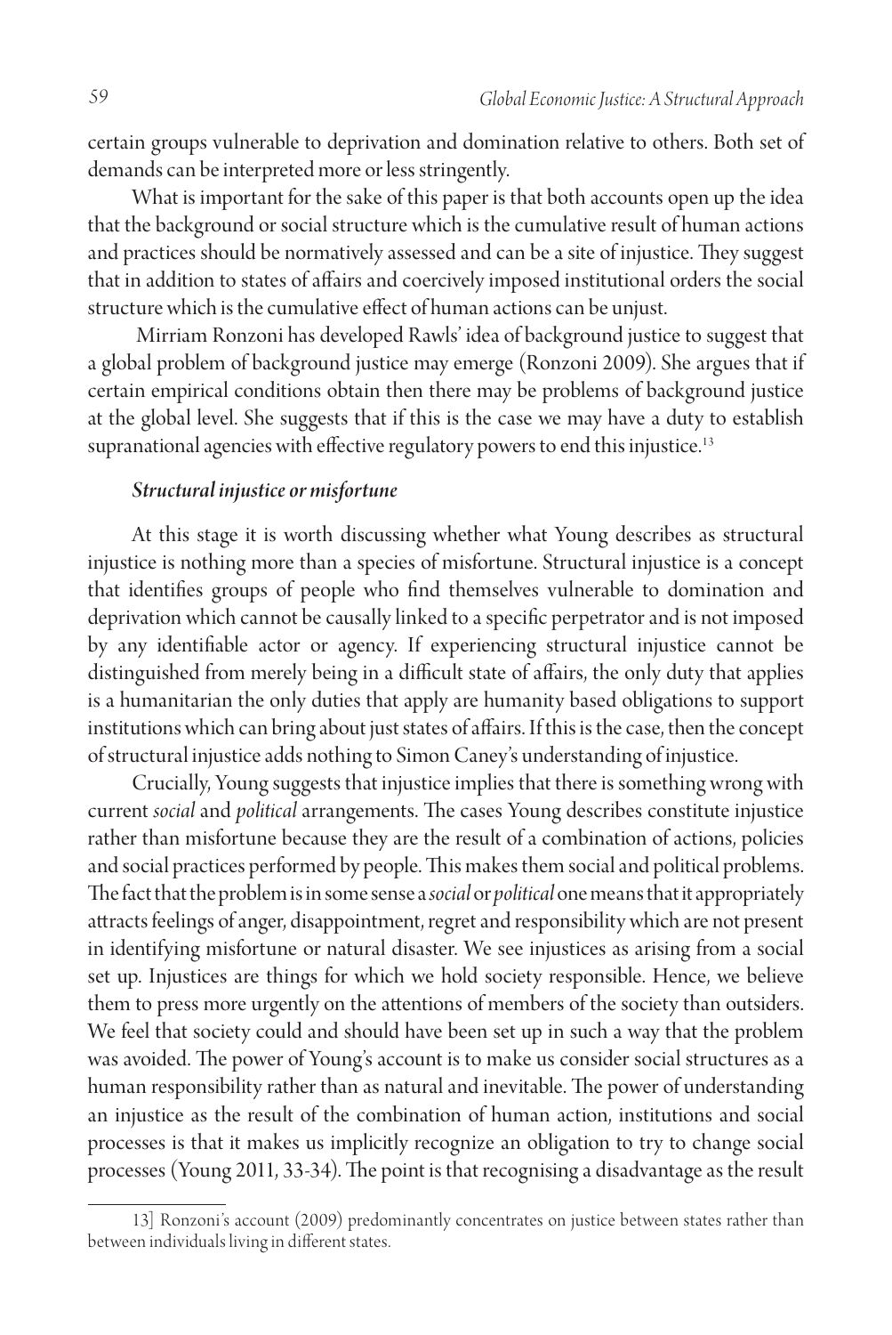certain groups vulnerable to deprivation and domination relative to others. Both set of demands can be interpreted more or less stringently.

What is important for the sake of this paper is that both accounts open up the idea that the background or social structure which is the cumulative result of human actions and practices should be normatively assessed and can be a site of injustice. They suggest that in addition to states of affairs and coercively imposed institutional orders the social structure which is the cumulative effect of human actions can be unjust.

Mirriam Ronzoni has developed Rawls' idea of background justice to suggest that a global problem of background justice may emerge (Ronzoni 2009). She argues that if certain empirical conditions obtain then there may be problems of background justice at the global level. She suggests that if this is the case we may have a duty to establish supranational agencies with effective regulatory powers to end this injustice.[13]

### *Structural injustice or misfortune*

At this stage it is worth discussing whether what Young describes as structural injustice is nothing more than a species of misfortune. Structural injustice is a concept that identifies groups of people who find themselves vulnerable to domination and deprivation which cannot be causally linked to a specific perpetrator and is not imposed by any identifiable actor or agency. If experiencing structural injustice cannot be distinguished from merely being in a difficult state of affairs, the only duty that applies is a humanitarian the only duties that apply are humanity based obligations to support institutions which can bring about just states of affairs. If this is the case, then the concept of structural injustice adds nothing to Simon Caney's understanding of injustice.

Crucially, Young suggests that injustice implies that there is something wrong with current *social* and *political* arrangements. The cases Young describes constitute injustice rather than misfortune because they are the result of a combination of actions, policies and social practices performed by people. This makes them social and political problems. The fact that the problem is in some sense a *social* or *political* one means that it appropriately attracts feelings of anger, disappointment, regret and responsibility which are not present in identifying misfortune or natural disaster. We see injustices as arising from a social set up. Injustices are things for which we hold society responsible. Hence, we believe them to press more urgently on the attentions of members of the society than outsiders. We feel that society could and should have been set up in such a way that the problem was avoided. The power of Young's account is to make us consider social structures as a human responsibility rather than as natural and inevitable. The power of understanding an injustice as the result of the combination of human action, institutions and social processes is that it makes us implicitly recognize an obligation to try to change social processes (Young 2011, 33-34). The point is that recognising a disadvantage as the result

13] Ronzoni's account (2009) predominantly concentrates on justice between states rather than between individuals living in different states.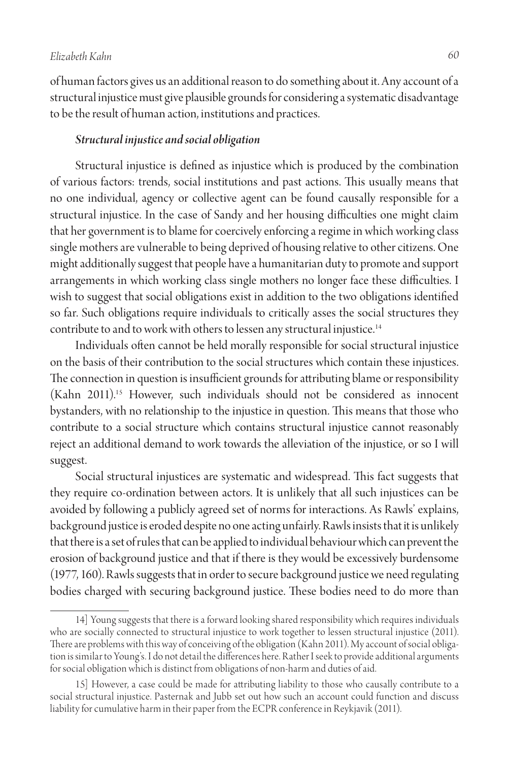of human factors gives us an additional reason to do something about it. Any account of a structural injustice must give plausible grounds for considering a systematic disadvantage to be the result of human action, institutions and practices.

### *Structural injustice and social obligation*

Structural injustice is defined as injustice which is produced by the combination of various factors: trends, social institutions and past actions. This usually means that no one individual, agency or collective agent can be found causally responsible for a structural injustice. In the case of Sandy and her housing difficulties one might claim that her government is to blame for coercively enforcing a regime in which working class single mothers are vulnerable to being deprived of housing relative to other citizens. One might additionally suggest that people have a humanitarian duty to promote and support arrangements in which working class single mothers no longer face these difficulties. I wish to suggest that social obligations exist in addition to the two obligations identified so far. Such obligations require individuals to critically asses the social structures they contribute to and to work with others to lessen any structural injustice.[14]

Individuals often cannot be held morally responsible for social structural injustice on the basis of their contribution to the social structures which contain these injustices. The connection in question is insufficient grounds for attributing blame or responsibility (Kahn 2011).[15] However, such individuals should not be considered as innocent bystanders, with no relationship to the injustice in question. This means that those who contribute to a social structure which contains structural injustice cannot reasonably reject an additional demand to work towards the alleviation of the injustice, or so I will suggest.

Social structural injustices are systematic and widespread. This fact suggests that they require co-ordination between actors. It is unlikely that all such injustices can be avoided by following a publicly agreed set of norms for interactions. As Rawls' explains, background justice is eroded despite no one acting unfairly. Rawls insists that it is unlikely that there is a set of rules that can be applied to individual behaviour which can prevent the erosion of background justice and that if there is they would be excessively burdensome (1977, 160). Rawls suggests that in order to secure background justice we need regulating bodies charged with securing background justice. These bodies need to do more than

---

14] Young suggests that there is a forward looking shared responsibility which requires individuals who are socially connected to structural injustice to work together to lessen structural injustice (2011). There are problems with this way of conceiving of the obligation (Kahn 2011). My account of social obligation is similar to Young's. I do not detail the differences here. Rather I seek to provide additional arguments for social obligation which is distinct from obligations of non-harm and duties of aid.

15] However, a case could be made for attributing liability to those who causally contribute to a social structural injustice. Pasternak and Jubb set out how such an account could function and discuss liability for cumulative harm in their paper from the ECPR conference in Reykjavik (2011).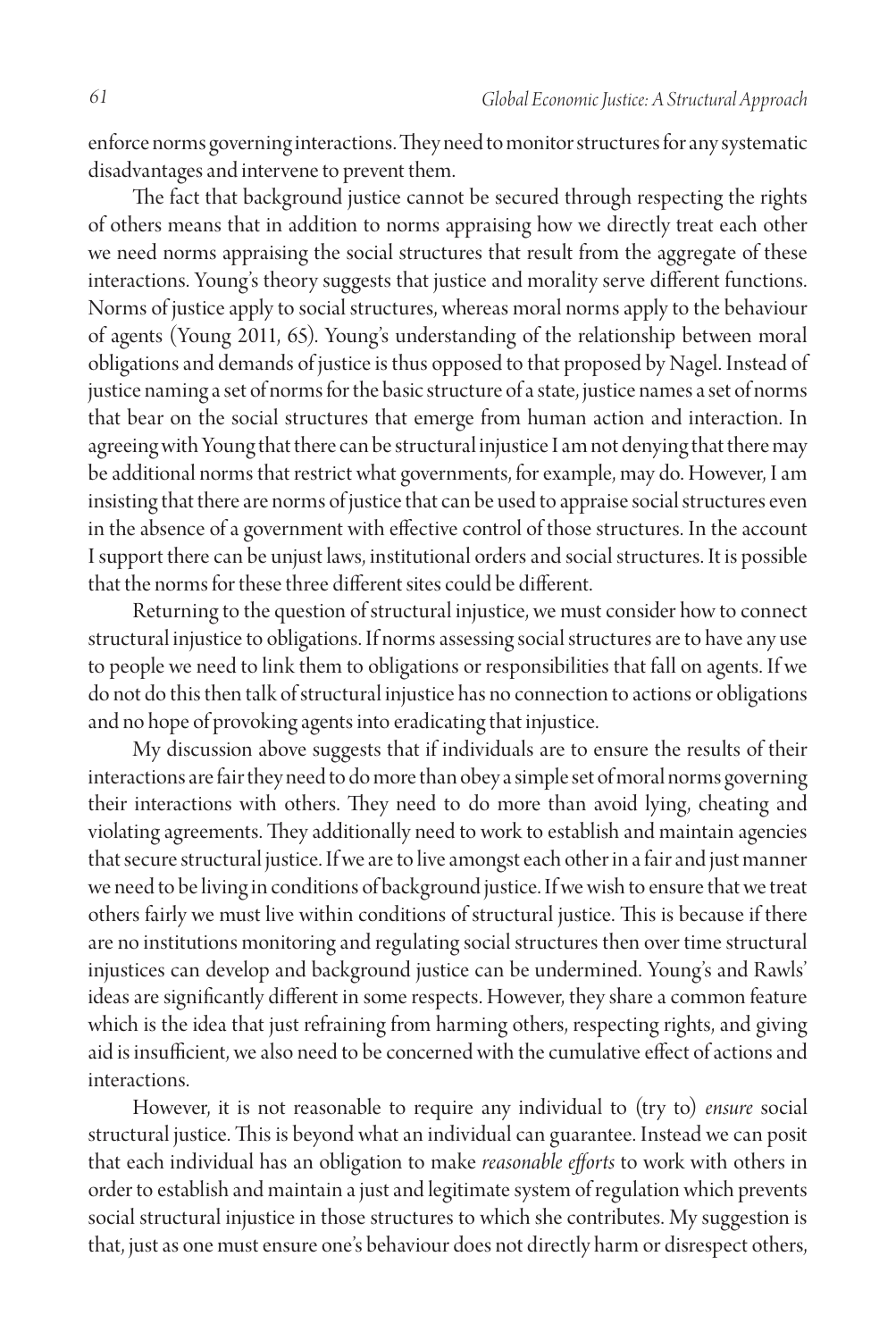enforce norms governing interactions. They need to monitor structures for any systematic disadvantages and intervene to prevent them.

The fact that background justice cannot be secured through respecting the rights of others means that in addition to norms appraising how we directly treat each other we need norms appraising the social structures that result from the aggregate of these interactions. Young's theory suggests that justice and morality serve different functions. Norms of justice apply to social structures, whereas moral norms apply to the behaviour of agents (Young 2011, 65). Young's understanding of the relationship between moral obligations and demands of justice is thus opposed to that proposed by Nagel. Instead of justice naming a set of norms for the basic structure of a state, justice names a set of norms that bear on the social structures that emerge from human action and interaction. In agreeing with Young that there can be structural injustice I am not denying that there may be additional norms that restrict what governments, for example, may do. However, I am insisting that there are norms of justice that can be used to appraise social structures even in the absence of a government with effective control of those structures. In the account I support there can be unjust laws, institutional orders and social structures. It is possible that the norms for these three different sites could be different.

Returning to the question of structural injustice, we must consider how to connect structural injustice to obligations. If norms assessing social structures are to have any use to people we need to link them to obligations or responsibilities that fall on agents. If we do not do this then talk of structural injustice has no connection to actions or obligations and no hope of provoking agents into eradicating that injustice.

My discussion above suggests that if individuals are to ensure the results of their interactions are fair they need to do more than obey a simple set of moral norms governing their interactions with others. They need to do more than avoid lying, cheating and violating agreements. They additionally need to work to establish and maintain agencies that secure structural justice. If we are to live amongst each other in a fair and just manner we need to be living in conditions of background justice. If we wish to ensure that we treat others fairly we must live within conditions of structural justice. This is because if there are no institutions monitoring and regulating social structures then over time structural injustices can develop and background justice can be undermined. Young's and Rawls' ideas are significantly different in some respects. However, they share a common feature which is the idea that just refraining from harming others, respecting rights, and giving aid is insufficient, we also need to be concerned with the cumulative effect of actions and interactions.

However, it is not reasonable to require any individual to (try to) *ensure* social structural justice. This is beyond what an individual can guarantee. Instead we can posit that each individual has an obligation to make *reasonable efforts* to work with others in order to establish and maintain a just and legitimate system of regulation which prevents social structural injustice in those structures to which she contributes. My suggestion is that, just as one must ensure one's behaviour does not directly harm or disrespect others,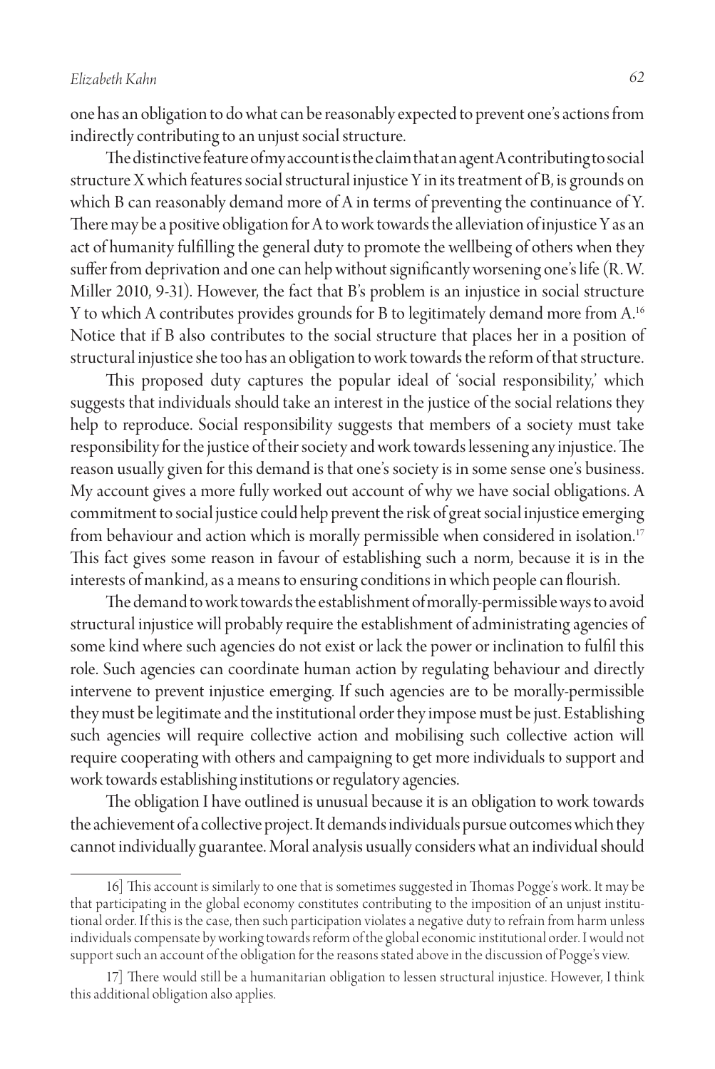one has an obligation to do what can be reasonably expected to prevent one's actions from indirectly contributing to an unjust social structure.

The distinctive feature of my account is the claim that an agent A contributing to social structure X which features social structural injustice Y in its treatment of B, is grounds on which B can reasonably demand more of A in terms of preventing the continuance of Y. There may be a positive obligation for A to work towards the alleviation of injustice Y as an act of humanity fulfilling the general duty to promote the wellbeing of others when they suffer from deprivation and one can help without significantly worsening one's life (R. W. Miller 2010, 9-31). However, the fact that B's problem is an injustice in social structure Y to which A contributes provides grounds for B to legitimately demand more from A.[16] Notice that if B also contributes to the social structure that places her in a position of structural injustice she too has an obligation to work towards the reform of that structure.

This proposed duty captures the popular ideal of 'social responsibility,' which suggests that individuals should take an interest in the justice of the social relations they help to reproduce. Social responsibility suggests that members of a society must take responsibility for the justice of their society and work towards lessening any injustice. The reason usually given for this demand is that one's society is in some sense one's business. My account gives a more fully worked out account of why we have social obligations. A commitment to social justice could help prevent the risk of great social injustice emerging from behaviour and action which is morally permissible when considered in isolation.[17] This fact gives some reason in favour of establishing such a norm, because it is in the interests of mankind, as a means to ensuring conditions in which people can flourish.

The demand to work towards the establishment of morally-permissible ways to avoid structural injustice will probably require the establishment of administrating agencies of some kind where such agencies do not exist or lack the power or inclination to fulfil this role. Such agencies can coordinate human action by regulating behaviour and directly intervene to prevent injustice emerging. If such agencies are to be morally-permissible they must be legitimate and the institutional order they impose must be just. Establishing such agencies will require collective action and mobilising such collective action will require cooperating with others and campaigning to get more individuals to support and work towards establishing institutions or regulatory agencies.

The obligation I have outlined is unusual because it is an obligation to work towards the achievement of a collective project. It demands individuals pursue outcomes which they cannot individually guarantee. Moral analysis usually considers what an individual should

---

16] This account is similarly to one that is sometimes suggested in Thomas Pogge's work. It may be that participating in the global economy constitutes contributing to the imposition of an unjust institutional order. If this is the case, then such participation violates a negative duty to refrain from harm unless individuals compensate by working towards reform of the global economic institutional order. I would not support such an account of the obligation for the reasons stated above in the discussion of Pogge's view.

17] There would still be a humanitarian obligation to lessen structural injustice. However, I think this additional obligation also applies.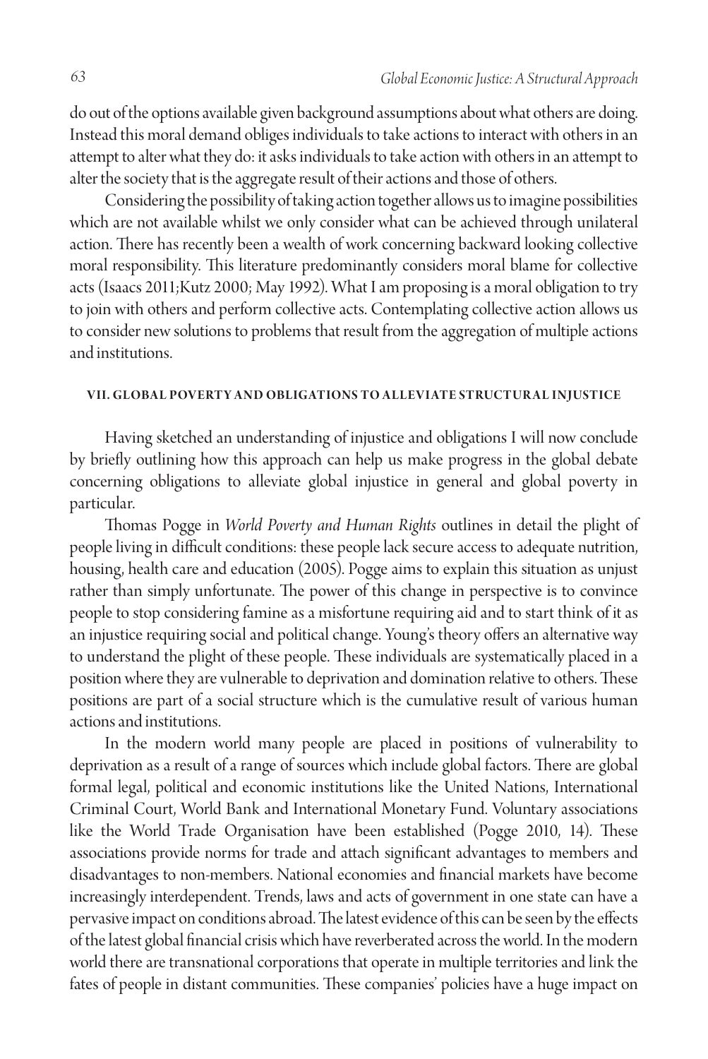do out of the options available given background assumptions about what others are doing. Instead this moral demand obliges individuals to take actions to interact with others in an attempt to alter what they do: it asks individuals to take action with others in an attempt to alter the society that is the aggregate result of their actions and those of others.

Considering the possibility of taking action together allows us to imagine possibilities which are not available whilst we only consider what can be achieved through unilateral action. There has recently been a wealth of work concerning backward looking collective moral responsibility. This literature predominantly considers moral blame for collective acts (Isaacs 2011;Kutz 2000; May 1992). What I am proposing is a moral obligation to try to join with others and perform collective acts. Contemplating collective action allows us to consider new solutions to problems that result from the aggregation of multiple actions and institutions.

## VII. GLOBAL POVERTY AND OBLIGATIONS TO ALLEVIATE STRUCTURAL INJUSTICE

Having sketched an understanding of injustice and obligations I will now conclude by briefly outlining how this approach can help us make progress in the global debate concerning obligations to alleviate global injustice in general and global poverty in particular.

Thomas Pogge in *World Poverty and Human Rights* outlines in detail the plight of people living in difficult conditions: these people lack secure access to adequate nutrition, housing, health care and education (2005). Pogge aims to explain this situation as unjust rather than simply unfortunate. The power of this change in perspective is to convince people to stop considering famine as a misfortune requiring aid and to start think of it as an injustice requiring social and political change. Young's theory offers an alternative way to understand the plight of these people. These individuals are systematically placed in a position where they are vulnerable to deprivation and domination relative to others. These positions are part of a social structure which is the cumulative result of various human actions and institutions.

In the modern world many people are placed in positions of vulnerability to deprivation as a result of a range of sources which include global factors. There are global formal legal, political and economic institutions like the United Nations, International Criminal Court, World Bank and International Monetary Fund. Voluntary associations like the World Trade Organisation have been established (Pogge 2010, 14). These associations provide norms for trade and attach significant advantages to members and disadvantages to non-members. National economies and financial markets have become increasingly interdependent. Trends, laws and acts of government in one state can have a pervasive impact on conditions abroad. The latest evidence of this can be seen by the effects of the latest global financial crisis which have reverberated across the world. In the modern world there are transnational corporations that operate in multiple territories and link the fates of people in distant communities. These companies' policies have a huge impact on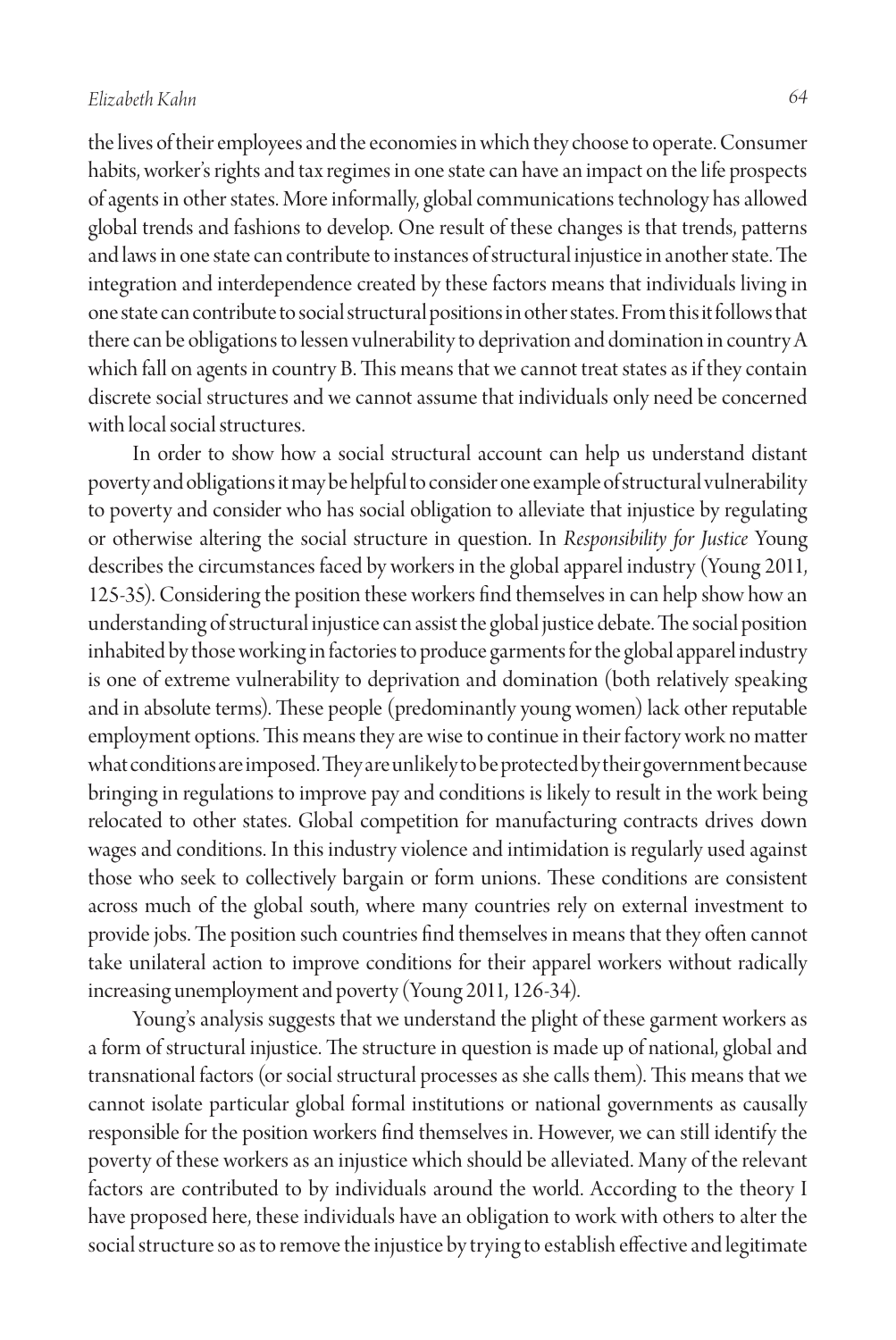the lives of their employees and the economies in which they choose to operate. Consumer habits, worker's rights and tax regimes in one state can have an impact on the life prospects of agents in other states. More informally, global communications technology has allowed global trends and fashions to develop. One result of these changes is that trends, patterns and laws in one state can contribute to instances of structural injustice in another state. The integration and interdependence created by these factors means that individuals living in one state can contribute to social structural positions in other states. From this it follows that there can be obligations to lessen vulnerability to deprivation and domination in country A which fall on agents in country B. This means that we cannot treat states as if they contain discrete social structures and we cannot assume that individuals only need be concerned with local social structures.

In order to show how a social structural account can help us understand distant poverty and obligations it may be helpful to consider one example of structural vulnerability to poverty and consider who has social obligation to alleviate that injustice by regulating or otherwise altering the social structure in question. In *Responsibility for Justice* Young describes the circumstances faced by workers in the global apparel industry (Young 2011, 125-35). Considering the position these workers find themselves in can help show how an understanding of structural injustice can assist the global justice debate. The social position inhabited by those working in factories to produce garments for the global apparel industry is one of extreme vulnerability to deprivation and domination (both relatively speaking and in absolute terms). These people (predominantly young women) lack other reputable employment options. This means they are wise to continue in their factory work no matter what conditions are imposed. They are unlikely to be protected by their government because bringing in regulations to improve pay and conditions is likely to result in the work being relocated to other states. Global competition for manufacturing contracts drives down wages and conditions. In this industry violence and intimidation is regularly used against those who seek to collectively bargain or form unions. These conditions are consistent across much of the global south, where many countries rely on external investment to provide jobs. The position such countries find themselves in means that they often cannot take unilateral action to improve conditions for their apparel workers without radically increasing unemployment and poverty (Young 2011, 126-34).

Young's analysis suggests that we understand the plight of these garment workers as a form of structural injustice. The structure in question is made up of national, global and transnational factors (or social structural processes as she calls them). This means that we cannot isolate particular global formal institutions or national governments as causally responsible for the position workers find themselves in. However, we can still identify the poverty of these workers as an injustice which should be alleviated. Many of the relevant factors are contributed to by individuals around the world. According to the theory I have proposed here, these individuals have an obligation to work with others to alter the social structure so as to remove the injustice by trying to establish effective and legitimate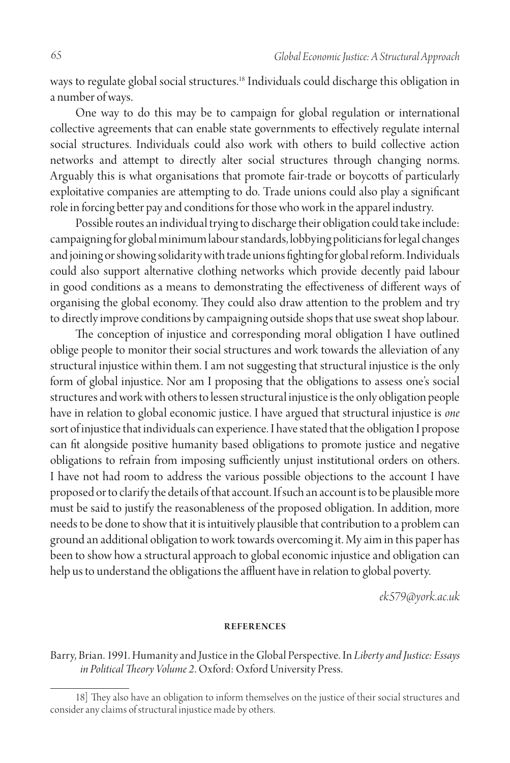ways to regulate global social structures.[18] Individuals could discharge this obligation in a number of ways.

One way to do this may be to campaign for global regulation or international collective agreements that can enable state governments to effectively regulate internal social structures. Individuals could also work with others to build collective action networks and attempt to directly alter social structures through changing norms. Arguably this is what organisations that promote fair-trade or boycotts of particularly exploitative companies are attempting to do. Trade unions could also play a significant role in forcing better pay and conditions for those who work in the apparel industry.

Possible routes an individual trying to discharge their obligation could take include: campaigning for global minimum labour standards, lobbying politicians for legal changes and joining or showing solidarity with trade unions fighting for global reform. Individuals could also support alternative clothing networks which provide decently paid labour in good conditions as a means to demonstrating the effectiveness of different ways of organising the global economy. They could also draw attention to the problem and try to directly improve conditions by campaigning outside shops that use sweat shop labour.

The conception of injustice and corresponding moral obligation I have outlined oblige people to monitor their social structures and work towards the alleviation of any structural injustice within them. I am not suggesting that structural injustice is the only form of global injustice. Nor am I proposing that the obligations to assess one's social structures and work with others to lessen structural injustice is the only obligation people have in relation to global economic justice. I have argued that structural injustice is *one* sort of injustice that individuals can experience. I have stated that the obligation I propose can fit alongside positive humanity based obligations to promote justice and negative obligations to refrain from imposing sufficiently unjust institutional orders on others. I have not had room to address the various possible objections to the account I have proposed or to clarify the details of that account. If such an account is to be plausible more must be said to justify the reasonableness of the proposed obligation. In addition, more needs to be done to show that it is intuitively plausible that contribution to a problem can ground an additional obligation to work towards overcoming it. My aim in this paper has been to show how a structural approach to global economic injustice and obligation can help us to understand the obligations the affluent have in relation to global poverty.

*ek579@york.ac.uk*

## REFERENCES

Barry, Brian. 1991. Humanity and Justice in the Global Perspective. In *Liberty and Justice: Essays in Political Theory Volume 2*. Oxford: Oxford University Press.

18] They also have an obligation to inform themselves on the justice of their social structures and consider any claims of structural injustice made by others.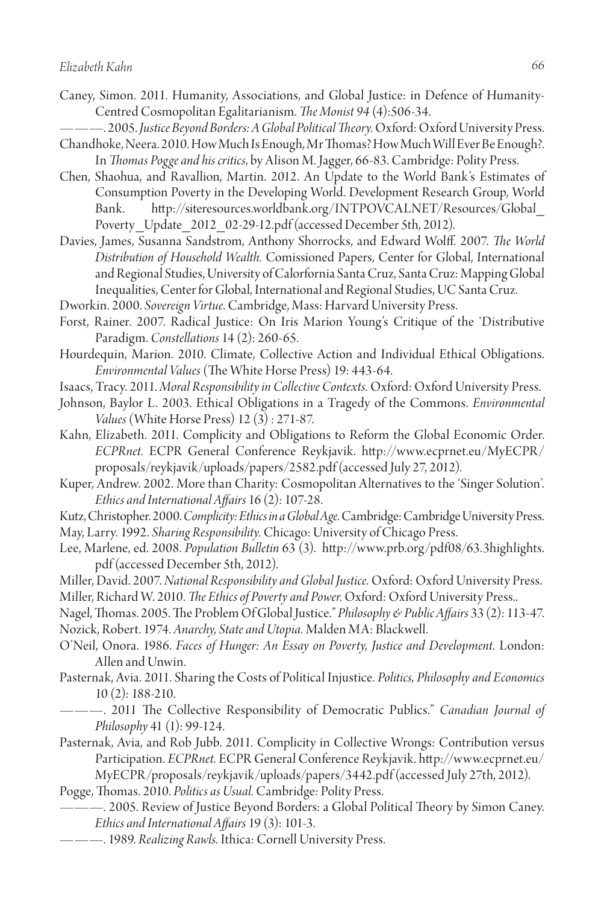Caney, Simon. 2011. Humanity, Associations, and Global Justice: in Defence of Humanity-Centred Cosmopolitan Egalitarianism. *The Monist 94* (4):506-34.

———. 2005. *Justice Beyond Borders: A Global Political Theory.* Oxford: Oxford University Press.

Chandhoke, Neera. 2010. How Much Is Enough, Mr Thomas? How Much Will Ever Be Enough?. In *Thomas Pogge and his critics*, by Alison M. Jagger, 66-83. Cambridge: Polity Press.

Chen, Shaohua, and Ravallion, Martin. 2012. An Update to the World Bank's Estimates of Consumption Poverty in the Developing World. Development Research Group, World Bank. http://siteresources.worldbank.org/INTPOVCALNET/Resources/Global_Poverty_Update_2012_02-29-12.pdf (accessed December 5th, 2012).

Davies, James, Susanna Sandstrom, Anthony Shorrocks, and Edward Wolff. 2007. *The World Distribution of Household Wealth.* Comissioned Papers, Center for Global, International and Regional Studies, University of Calorfornia Santa Cruz, Santa Cruz: Mapping Global Inequalities, Center for Global, International and Regional Studies, UC Santa Cruz.

Dworkin. 2000. *Sovereign Virtue.* Cambridge, Mass: Harvard University Press.

Forst, Rainer. 2007. Radical Justice: On Iris Marion Young's Critique of the 'Distributive Paradigm. *Constellations* 14 (2): 260-65.

Hourdequin, Marion. 2010. Climate, Collective Action and Individual Ethical Obligations. *Environmental Values* (The White Horse Press) 19: 443-64.

Isaacs, Tracy. 2011. *Moral Responsibility in Collective Contexts.* Oxford: Oxford University Press.

Johnson, Baylor L. 2003. Ethical Obligations in a Tragedy of the Commons. *Environmental Values* (White Horse Press) 12 (3) : 271-87.

Kahn, Elizabeth. 2011. Complicity and Obligations to Reform the Global Economic Order. *ECPRnet.* ECPR General Conference Reykjavik. http://www.ecprnet.eu/MyECPR/proposals/reykjavik/uploads/papers/2582.pdf (accessed July 27, 2012).

Kuper, Andrew. 2002. More than Charity: Cosmopolitan Alternatives to the 'Singer Solution'. *Ethics and International Affairs* 16 (2): 107-28.

Kutz, Christopher. 2000. *Complicity: Ethics in a Global Age.* Cambridge: Cambridge University Press.

May, Larry. 1992. *Sharing Responsibility.* Chicago: University of Chicago Press.

Lee, Marlene, ed. 2008. *Population Bulletin* 63 (3). http://www.prb.org/pdf08/63.3highlights.pdf (accessed December 5th, 2012).

Miller, David. 2007. *National Responsibility and Global Justice.* Oxford: Oxford University Press.

Miller, Richard W. 2010. *The Ethics of Poverty and Power.* Oxford: Oxford University Press..

Nagel, Thomas. 2005. The Problem Of Global Justice." *Philosophy & Public Affairs* 33 (2): 113-47.

Nozick, Robert. 1974. *Anarchy, State and Utopia.* Malden MA: Blackwell.

O'Neil, Onora. 1986. *Faces of Hunger: An Essay on Poverty, Justice and Development.* London: Allen and Unwin.

Pasternak, Avia. 2011. Sharing the Costs of Political Injustice. *Politics, Philosophy and Economics* 10 (2): 188-210.

———. 2011 The Collective Responsibility of Democratic Publics." *Canadian Journal of Philosophy* 41 (1): 99-124.

Pasternak, Avia, and Rob Jubb. 2011. Complicity in Collective Wrongs: Contribution versus Participation. *ECPRnet.* ECPR General Conference Reykjavik. http://www.ecprnet.eu/MyECPR/proposals/reykjavik/uploads/papers/3442.pdf (accessed July 27th, 2012).

Pogge, Thomas. 2010. *Politics as Usual.* Cambridge: Polity Press.

———. 2005. Review of Justice Beyond Borders: a Global Political Theory by Simon Caney. *Ethics and International Affairs* 19 (3): 101-3.

———. 1989. *Realizing Rawls.* Ithica: Cornell University Press.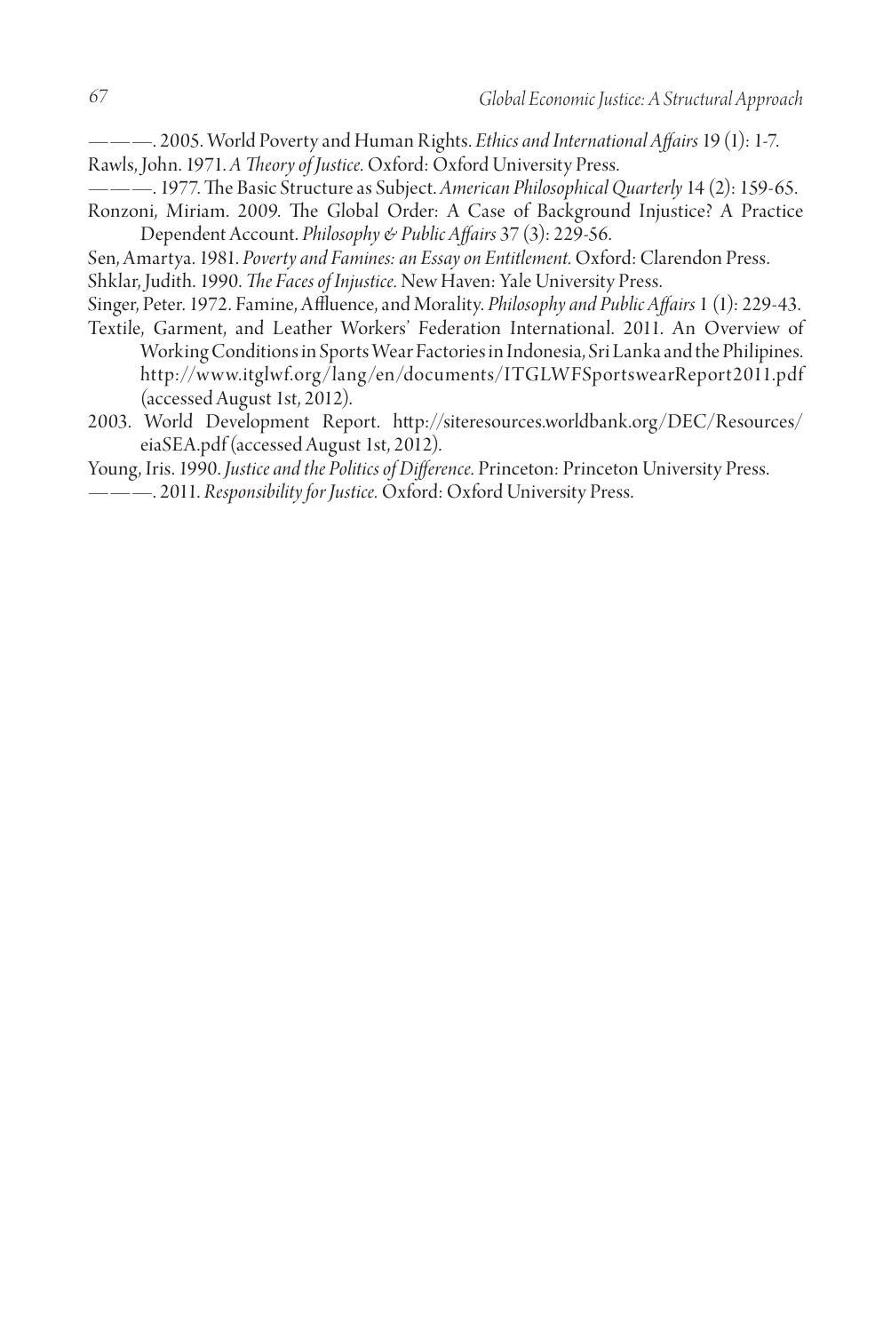———. 2005. World Poverty and Human Rights. *Ethics and International Affairs* 19 (1): 1-7.

Rawls, John. 1971. *A Theory of Justice.* Oxford: Oxford University Press.

———. 1977. The Basic Structure as Subject. *American Philosophical Quarterly* 14 (2): 159-65.

Ronzoni, Miriam. 2009. The Global Order: A Case of Background Injustice? A Practice Dependent Account. *Philosophy & Public Affairs* 37 (3): 229-56.

Sen, Amartya. 1981. *Poverty and Famines: an Essay on Entitlement.* Oxford: Clarendon Press.

Shklar, Judith. 1990. *The Faces of Injustice.* New Haven: Yale University Press.

Singer, Peter. 1972. Famine, Affluence, and Morality. *Philosophy and Public Affairs* 1 (1): 229-43.

Textile, Garment, and Leather Workers' Federation International. 2011. An Overview of Working Conditions in Sports Wear Factories in Indonesia, Sri Lanka and the Philipines. http://www.itglwf.org/lang/en/documents/ITGLWFSportswearReport2011.pdf (accessed August 1st, 2012).

2003. World Development Report. http://siteresources.worldbank.org/DEC/Resources/eiaSEA.pdf (accessed August 1st, 2012).

Young, Iris. 1990. *Justice and the Politics of Difference.* Princeton: Princeton University Press.

———. 2011. *Responsibility for Justice.* Oxford: Oxford University Press.